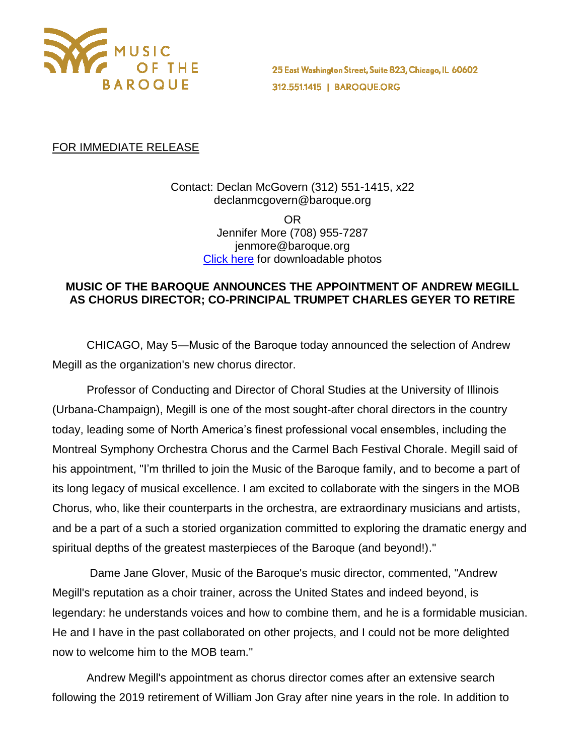MUSIC OF THE BAROQUE

25 East Washington Street, Suite 823, Chicago, IL 60602
312.551.1415 | BAROQUE.ORG

FOR IMMEDIATE RELEASE

Contact: Declan McGovern (312) 551-1415, x22
declanmcgovern@baroque.org
OR
Jennifer More (708) 955-7287
jenmore@baroque.org
[Click here] for downloadable photos

**MUSIC OF THE BAROQUE ANNOUNCES THE APPOINTMENT OF ANDREW MEGILL AS CHORUS DIRECTOR; CO-PRINCIPAL TRUMPET CHARLES GEYER TO RETIRE**

CHICAGO, May 5—Music of the Baroque today announced the selection of Andrew Megill as the organization's new chorus director.

Professor of Conducting and Director of Choral Studies at the University of Illinois (Urbana-Champaign), Megill is one of the most sought-after choral directors in the country today, leading some of North America's finest professional vocal ensembles, including the Montreal Symphony Orchestra Chorus and the Carmel Bach Festival Chorale. Megill said of his appointment, "I'm thrilled to join the Music of the Baroque family, and to become a part of its long legacy of musical excellence. I am excited to collaborate with the singers in the MOB Chorus, who, like their counterparts in the orchestra, are extraordinary musicians and artists, and be a part of a such a storied organization committed to exploring the dramatic energy and spiritual depths of the greatest masterpieces of the Baroque (and beyond!)."

Dame Jane Glover, Music of the Baroque's music director, commented, "Andrew Megill's reputation as a choir trainer, across the United States and indeed beyond, is legendary: he understands voices and how to combine them, and he is a formidable musician. He and I have in the past collaborated on other projects, and I could not be more delighted now to welcome him to the MOB team."

Andrew Megill's appointment as chorus director comes after an extensive search following the 2019 retirement of William Jon Gray after nine years in the role. In addition to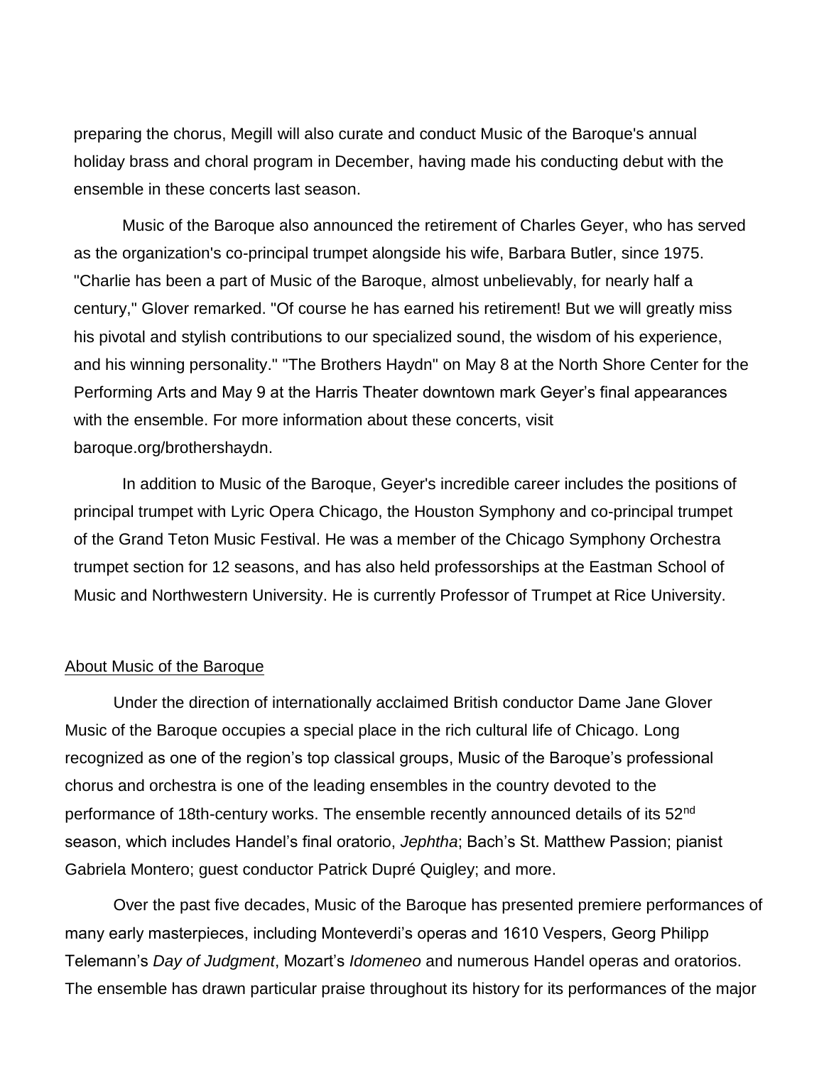preparing the chorus, Megill will also curate and conduct Music of the Baroque's annual holiday brass and choral program in December, having made his conducting debut with the ensemble in these concerts last season.

Music of the Baroque also announced the retirement of Charles Geyer, who has served as the organization's co-principal trumpet alongside his wife, Barbara Butler, since 1975. "Charlie has been a part of Music of the Baroque, almost unbelievably, for nearly half a century," Glover remarked. "Of course he has earned his retirement! But we will greatly miss his pivotal and stylish contributions to our specialized sound, the wisdom of his experience, and his winning personality." "The Brothers Haydn" on May 8 at the North Shore Center for the Performing Arts and May 9 at the Harris Theater downtown mark Geyer's final appearances with the ensemble. For more information about these concerts, visit baroque.org/brothershaydn.

In addition to Music of the Baroque, Geyer's incredible career includes the positions of principal trumpet with Lyric Opera Chicago, the Houston Symphony and co-principal trumpet of the Grand Teton Music Festival. He was a member of the Chicago Symphony Orchestra trumpet section for 12 seasons, and has also held professorships at the Eastman School of Music and Northwestern University. He is currently Professor of Trumpet at Rice University.

About Music of the Baroque

Under the direction of internationally acclaimed British conductor Dame Jane Glover Music of the Baroque occupies a special place in the rich cultural life of Chicago. Long recognized as one of the region's top classical groups, Music of the Baroque's professional chorus and orchestra is one of the leading ensembles in the country devoted to the performance of 18th-century works. The ensemble recently announced details of its 52nd season, which includes Handel's final oratorio, *Jephtha*; Bach's St. Matthew Passion; pianist Gabriela Montero; guest conductor Patrick Dupré Quigley; and more.

Over the past five decades, Music of the Baroque has presented premiere performances of many early masterpieces, including Monteverdi's operas and 1610 Vespers, Georg Philipp Telemann's *Day of Judgment*, Mozart's *Idomeneo* and numerous Handel operas and oratorios. The ensemble has drawn particular praise throughout its history for its performances of the major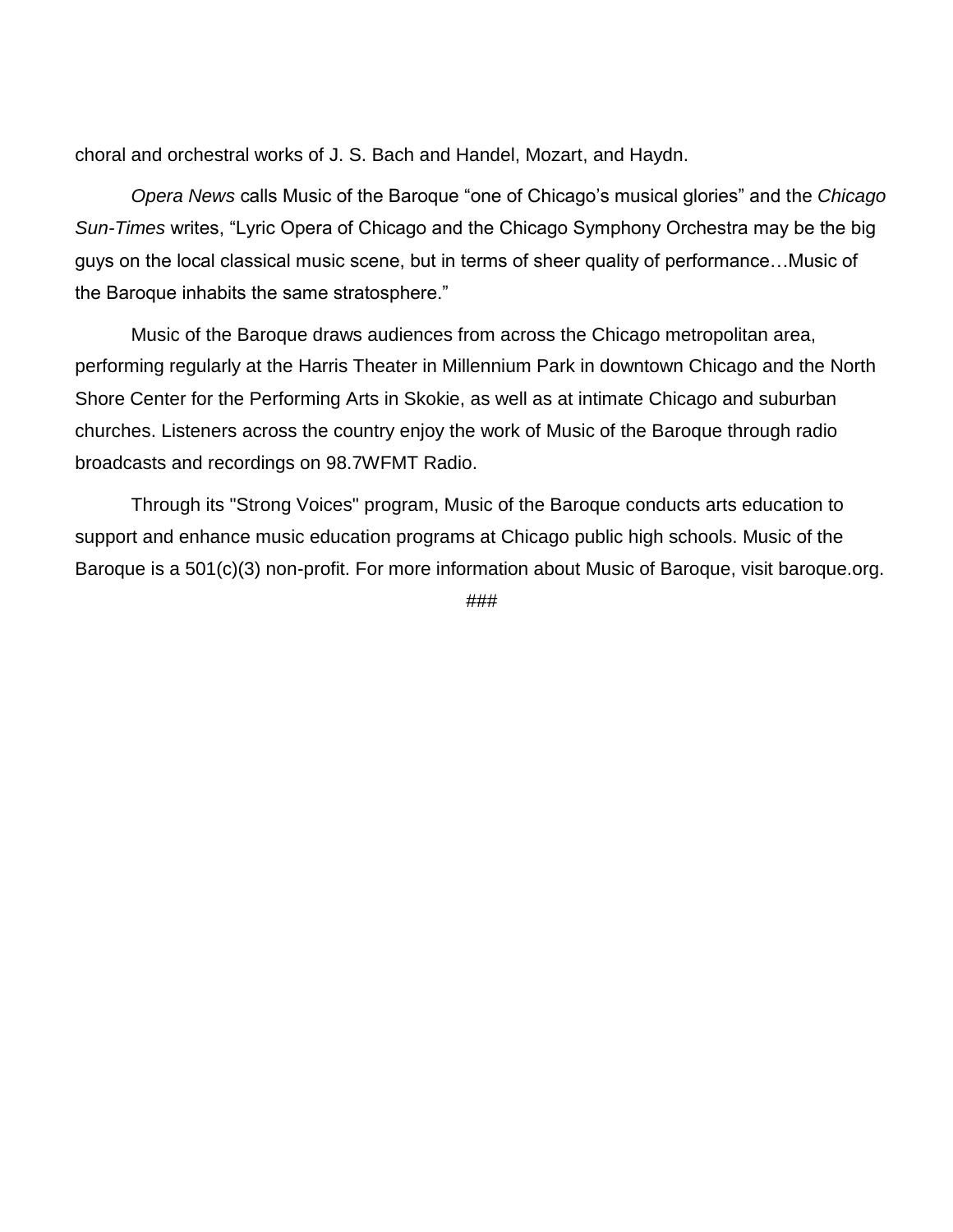choral and orchestral works of J. S. Bach and Handel, Mozart, and Haydn.

*Opera News* calls Music of the Baroque "one of Chicago's musical glories" and the *Chicago Sun-Times* writes, "Lyric Opera of Chicago and the Chicago Symphony Orchestra may be the big guys on the local classical music scene, but in terms of sheer quality of performance…Music of the Baroque inhabits the same stratosphere."

Music of the Baroque draws audiences from across the Chicago metropolitan area, performing regularly at the Harris Theater in Millennium Park in downtown Chicago and the North Shore Center for the Performing Arts in Skokie, as well as at intimate Chicago and suburban churches. Listeners across the country enjoy the work of Music of the Baroque through radio broadcasts and recordings on 98.7WFMT Radio.

Through its "Strong Voices" program, Music of the Baroque conducts arts education to support and enhance music education programs at Chicago public high schools. Music of the Baroque is a 501(c)(3) non-profit. For more information about Music of Baroque, visit baroque.org.

###